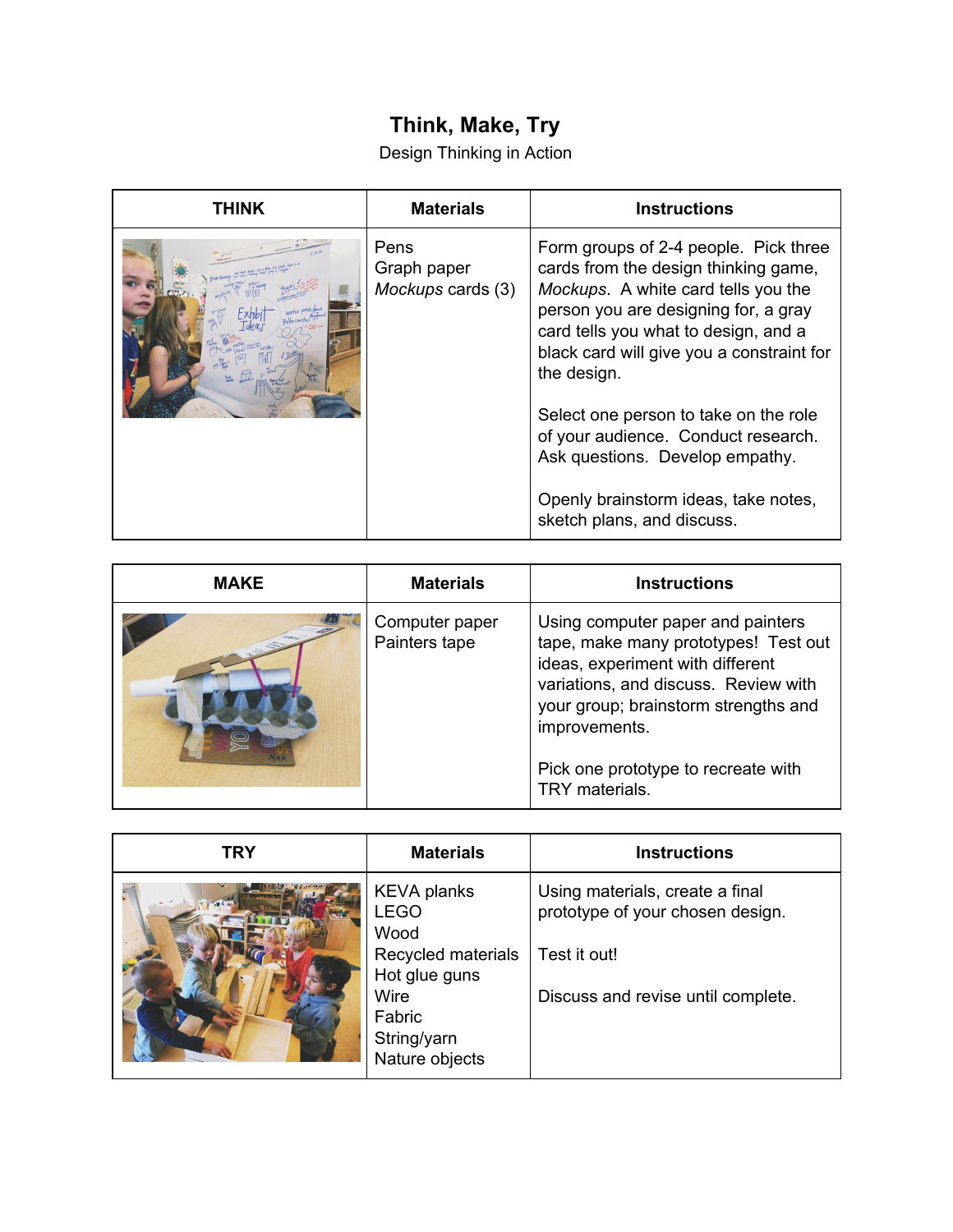# Think, Make, Try

Design Thinking in Action

| THINK | Materials | Instructions |
|---|---|---|
| | Pens<br>Graph paper<br>*Mockups* cards (3) | Form groups of 2-4 people. Pick three cards from the design thinking game, *Mockups*. A white card tells you the person you are designing for, a gray card tells you what to design, and a black card will give you a constraint for the design.<br><br>Select one person to take on the role of your audience. Conduct research. Ask questions. Develop empathy.<br><br>Openly brainstorm ideas, take notes, sketch plans, and discuss. |

| MAKE | Materials | Instructions |
|---|---|---|
| | Computer paper<br>Painters tape | Using computer paper and painters tape, make many prototypes! Test out ideas, experiment with different variations, and discuss. Review with your group; brainstorm strengths and improvements.<br><br>Pick one prototype to recreate with TRY materials. |

| TRY | Materials | Instructions |
|---|---|---|
| | KEVA planks<br>LEGO<br>Wood<br>Recycled materials<br>Hot glue guns<br>Wire<br>Fabric<br>String/yarn<br>Nature objects | Using materials, create a final prototype of your chosen design.<br><br>Test it out!<br><br>Discuss and revise until complete. |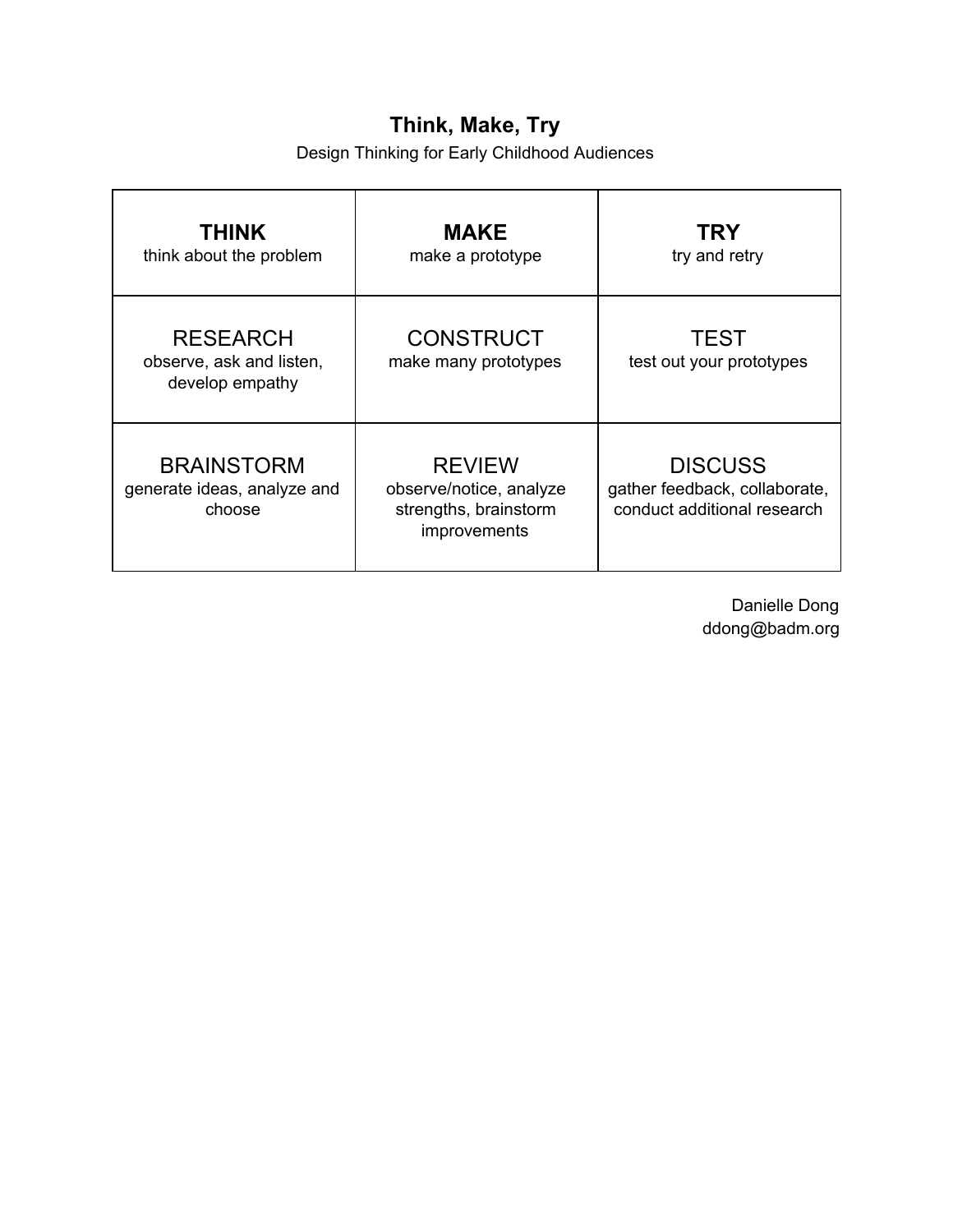## Think, Make, Try

Design Thinking for Early Childhood Audiences

| | | |
|---|---|---|
| **THINK**<br>think about the problem | **MAKE**<br>make a prototype | **TRY**<br>try and retry |
| RESEARCH<br>observe, ask and listen, develop empathy | CONSTRUCT<br>make many prototypes | TEST<br>test out your prototypes |
| BRAINSTORM<br>generate ideas, analyze and choose | REVIEW<br>observe/notice, analyze strengths, brainstorm improvements | DISCUSS<br>gather feedback, collaborate, conduct additional research |

Danielle Dong
ddong@badm.org